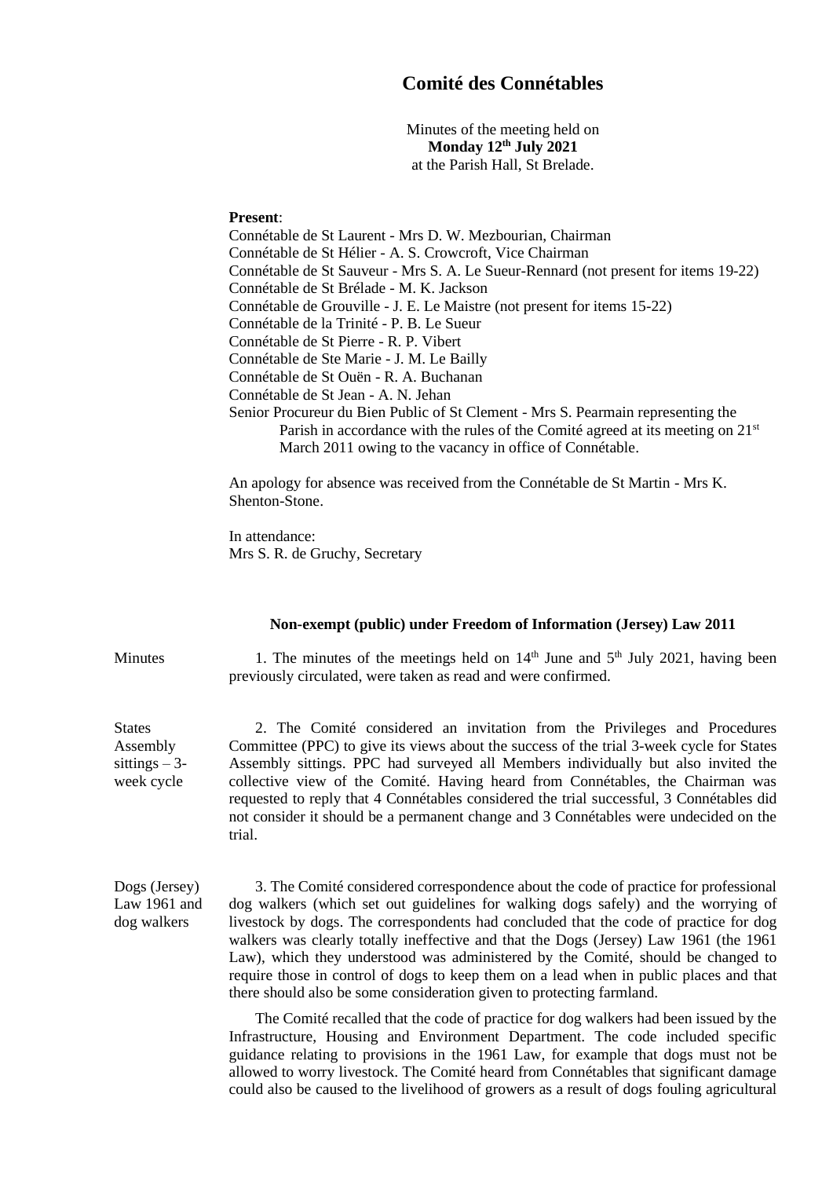# Comité des Connétables

Minutes of the meeting held on
**Monday 12th July 2021**
at the Parish Hall, St Brelade.

**Present**:
Connétable de St Laurent - Mrs D. W. Mezbourian, Chairman
Connétable de St Hélier - A. S. Crowcroft, Vice Chairman
Connétable de St Sauveur - Mrs S. A. Le Sueur-Rennard (not present for items 19-22)
Connétable de St Brélade - M. K. Jackson
Connétable de Grouville - J. E. Le Maistre (not present for items 15-22)
Connétable de la Trinité - P. B. Le Sueur
Connétable de St Pierre - R. P. Vibert
Connétable de Ste Marie - J. M. Le Bailly
Connétable de St Ouën - R. A. Buchanan
Connétable de St Jean - A. N. Jehan
Senior Procureur du Bien Public of St Clement - Mrs S. Pearmain representing the Parish in accordance with the rules of the Comité agreed at its meeting on 21st March 2011 owing to the vacancy in office of Connétable.

An apology for absence was received from the Connétable de St Martin - Mrs K. Shenton-Stone.

In attendance:
Mrs S. R. de Gruchy, Secretary

**Non-exempt (public) under Freedom of Information (Jersey) Law 2011**

**Minutes**

1. The minutes of the meetings held on 14th June and 5th July 2021, having been previously circulated, were taken as read and were confirmed.

**States Assembly sittings – 3-week cycle**

2. The Comité considered an invitation from the Privileges and Procedures Committee (PPC) to give its views about the success of the trial 3-week cycle for States Assembly sittings. PPC had surveyed all Members individually but also invited the collective view of the Comité. Having heard from Connétables, the Chairman was requested to reply that 4 Connétables considered the trial successful, 3 Connétables did not consider it should be a permanent change and 3 Connétables were undecided on the trial.

**Dogs (Jersey) Law 1961 and dog walkers**

3. The Comité considered correspondence about the code of practice for professional dog walkers (which set out guidelines for walking dogs safely) and the worrying of livestock by dogs. The correspondents had concluded that the code of practice for dog walkers was clearly totally ineffective and that the Dogs (Jersey) Law 1961 (the 1961 Law), which they understood was administered by the Comité, should be changed to require those in control of dogs to keep them on a lead when in public places and that there should also be some consideration given to protecting farmland.

The Comité recalled that the code of practice for dog walkers had been issued by the Infrastructure, Housing and Environment Department. The code included specific guidance relating to provisions in the 1961 Law, for example that dogs must not be allowed to worry livestock. The Comité heard from Connétables that significant damage could also be caused to the livelihood of growers as a result of dogs fouling agricultural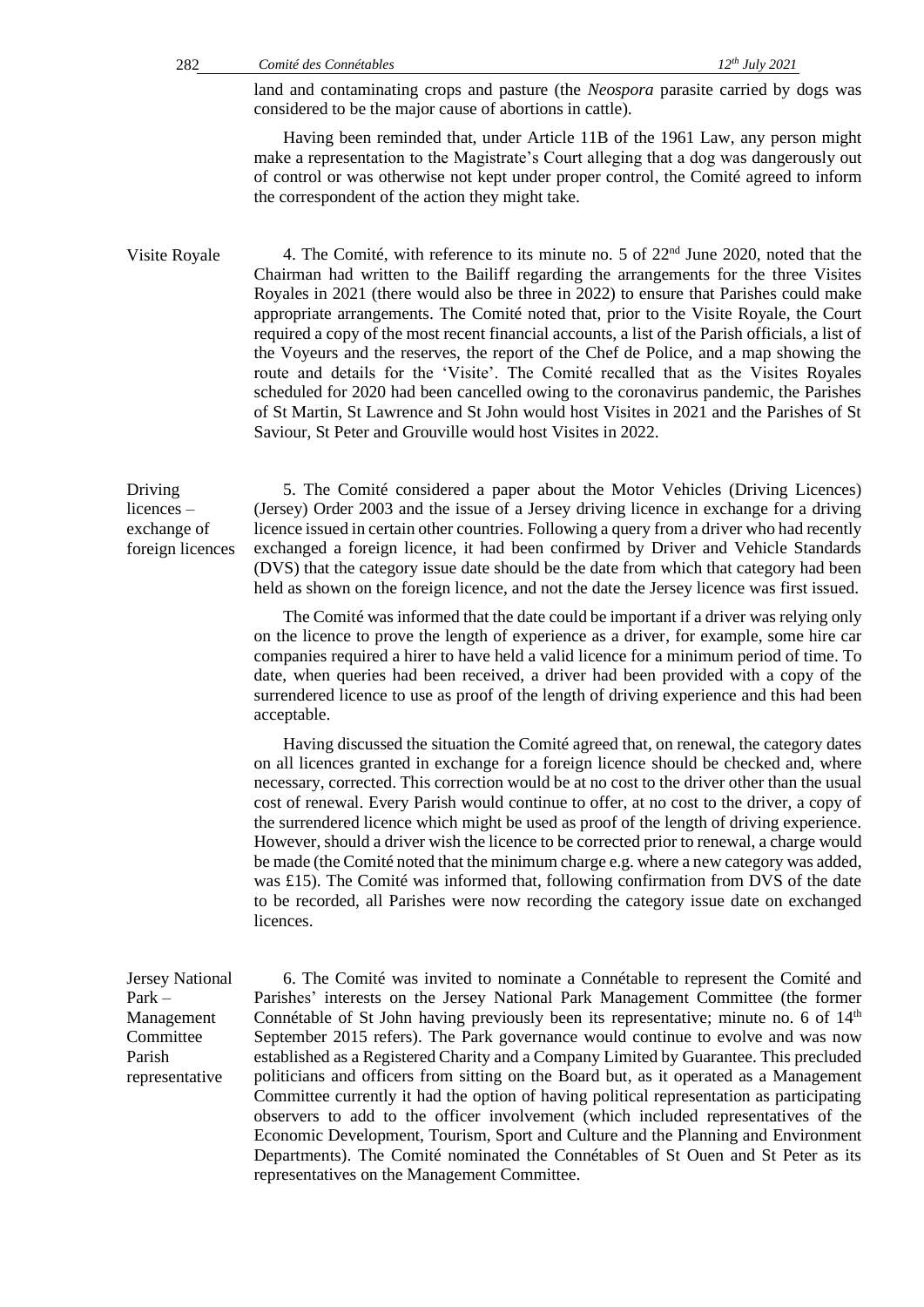land and contaminating crops and pasture (the *Neospora* parasite carried by dogs was considered to be the major cause of abortions in cattle).

Having been reminded that, under Article 11B of the 1961 Law, any person might make a representation to the Magistrate's Court alleging that a dog was dangerously out of control or was otherwise not kept under proper control, the Comité agreed to inform the correspondent of the action they might take.

**Visite Royale**

4. The Comité, with reference to its minute no. 5 of 22nd June 2020, noted that the Chairman had written to the Bailiff regarding the arrangements for the three Visites Royales in 2021 (there would also be three in 2022) to ensure that Parishes could make appropriate arrangements. The Comité noted that, prior to the Visite Royale, the Court required a copy of the most recent financial accounts, a list of the Parish officials, a list of the Voyeurs and the reserves, the report of the Chef de Police, and a map showing the route and details for the 'Visite'. The Comité recalled that as the Visites Royales scheduled for 2020 had been cancelled owing to the coronavirus pandemic, the Parishes of St Martin, St Lawrence and St John would host Visites in 2021 and the Parishes of St Saviour, St Peter and Grouville would host Visites in 2022.

**Driving licences – exchange of foreign licences**

5. The Comité considered a paper about the Motor Vehicles (Driving Licences) (Jersey) Order 2003 and the issue of a Jersey driving licence in exchange for a driving licence issued in certain other countries. Following a query from a driver who had recently exchanged a foreign licence, it had been confirmed by Driver and Vehicle Standards (DVS) that the category issue date should be the date from which that category had been held as shown on the foreign licence, and not the date the Jersey licence was first issued.

The Comité was informed that the date could be important if a driver was relying only on the licence to prove the length of experience as a driver, for example, some hire car companies required a hirer to have held a valid licence for a minimum period of time. To date, when queries had been received, a driver had been provided with a copy of the surrendered licence to use as proof of the length of driving experience and this had been acceptable.

Having discussed the situation the Comité agreed that, on renewal, the category dates on all licences granted in exchange for a foreign licence should be checked and, where necessary, corrected. This correction would be at no cost to the driver other than the usual cost of renewal. Every Parish would continue to offer, at no cost to the driver, a copy of the surrendered licence which might be used as proof of the length of driving experience. However, should a driver wish the licence to be corrected prior to renewal, a charge would be made (the Comité noted that the minimum charge e.g. where a new category was added, was £15). The Comité was informed that, following confirmation from DVS of the date to be recorded, all Parishes were now recording the category issue date on exchanged licences.

**Jersey National Park – Management Committee Parish representative**

6. The Comité was invited to nominate a Connétable to represent the Comité and Parishes' interests on the Jersey National Park Management Committee (the former Connétable of St John having previously been its representative; minute no. 6 of 14th September 2015 refers). The Park governance would continue to evolve and was now established as a Registered Charity and a Company Limited by Guarantee. This precluded politicians and officers from sitting on the Board but, as it operated as a Management Committee currently it had the option of having political representation as participating observers to add to the officer involvement (which included representatives of the Economic Development, Tourism, Sport and Culture and the Planning and Environment Departments). The Comité nominated the Connétables of St Ouen and St Peter as its representatives on the Management Committee.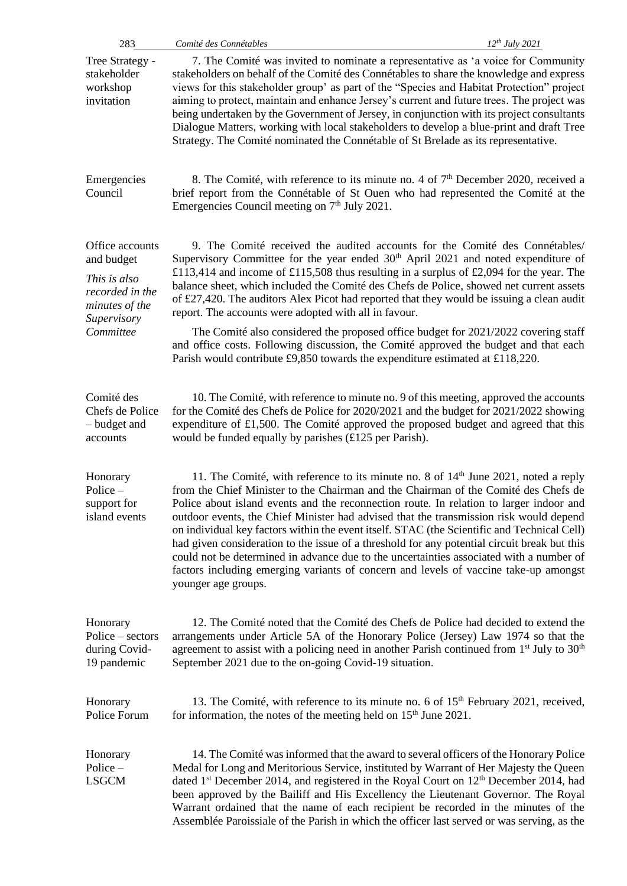**Tree Strategy - stakeholder workshop invitation**

7. The Comité was invited to nominate a representative as 'a voice for Community stakeholders on behalf of the Comité des Connétables to share the knowledge and express views for this stakeholder group' as part of the "Species and Habitat Protection" project aiming to protect, maintain and enhance Jersey's current and future trees. The project was being undertaken by the Government of Jersey, in conjunction with its project consultants Dialogue Matters, working with local stakeholders to develop a blue-print and draft Tree Strategy. The Comité nominated the Connétable of St Brelade as its representative.

**Emergencies Council**

8. The Comité, with reference to its minute no. 4 of 7th December 2020, received a brief report from the Connétable of St Ouen who had represented the Comité at the Emergencies Council meeting on 7th July 2021.

**Office accounts and budget**

*This is also recorded in the minutes of the Supervisory Committee*

9. The Comité received the audited accounts for the Comité des Connétables/ Supervisory Committee for the year ended 30th April 2021 and noted expenditure of £113,414 and income of £115,508 thus resulting in a surplus of £2,094 for the year. The balance sheet, which included the Comité des Chefs de Police, showed net current assets of £27,420. The auditors Alex Picot had reported that they would be issuing a clean audit report. The accounts were adopted with all in favour.

The Comité also considered the proposed office budget for 2021/2022 covering staff and office costs. Following discussion, the Comité approved the budget and that each Parish would contribute £9,850 towards the expenditure estimated at £118,220.

**Comité des Chefs de Police – budget and accounts**

10. The Comité, with reference to minute no. 9 of this meeting, approved the accounts for the Comité des Chefs de Police for 2020/2021 and the budget for 2021/2022 showing expenditure of £1,500. The Comité approved the proposed budget and agreed that this would be funded equally by parishes (£125 per Parish).

**Honorary Police – support for island events**

11. The Comité, with reference to its minute no. 8 of 14th June 2021, noted a reply from the Chief Minister to the Chairman and the Chairman of the Comité des Chefs de Police about island events and the reconnection route. In relation to larger indoor and outdoor events, the Chief Minister had advised that the transmission risk would depend on individual key factors within the event itself. STAC (the Scientific and Technical Cell) had given consideration to the issue of a threshold for any potential circuit break but this could not be determined in advance due to the uncertainties associated with a number of factors including emerging variants of concern and levels of vaccine take-up amongst younger age groups.

**Honorary Police – sectors during Covid-19 pandemic**

12. The Comité noted that the Comité des Chefs de Police had decided to extend the arrangements under Article 5A of the Honorary Police (Jersey) Law 1974 so that the agreement to assist with a policing need in another Parish continued from 1st July to 30th September 2021 due to the on-going Covid-19 situation.

**Honorary Police Forum**

13. The Comité, with reference to its minute no. 6 of 15th February 2021, received, for information, the notes of the meeting held on 15th June 2021.

**Honorary Police – LSGCM**

14. The Comité was informed that the award to several officers of the Honorary Police Medal for Long and Meritorious Service, instituted by Warrant of Her Majesty the Queen dated 1st December 2014, and registered in the Royal Court on 12th December 2014, had been approved by the Bailiff and His Excellency the Lieutenant Governor. The Royal Warrant ordained that the name of each recipient be recorded in the minutes of the Assemblée Paroissiale of the Parish in which the officer last served or was serving, as the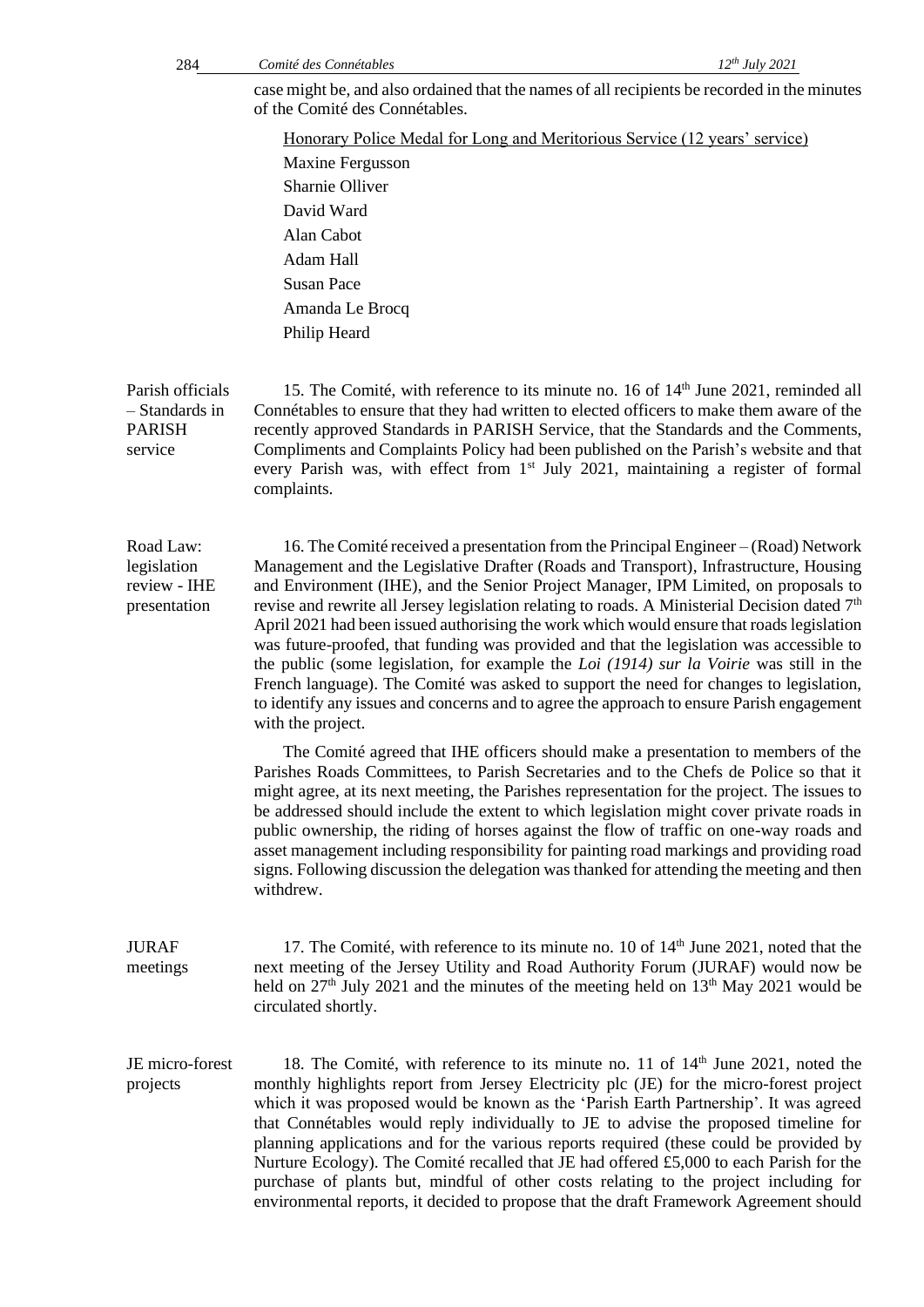case might be, and also ordained that the names of all recipients be recorded in the minutes of the Comité des Connétables.

Honorary Police Medal for Long and Meritorious Service (12 years' service)

Maxine Fergusson
Sharnie Olliver
David Ward
Alan Cabot
Adam Hall
Susan Pace
Amanda Le Brocq
Philip Heard

**Parish officials – Standards in PARISH service**

15. The Comité, with reference to its minute no. 16 of 14th June 2021, reminded all Connétables to ensure that they had written to elected officers to make them aware of the recently approved Standards in PARISH Service, that the Standards and the Comments, Compliments and Complaints Policy had been published on the Parish's website and that every Parish was, with effect from 1st July 2021, maintaining a register of formal complaints.

**Road Law: legislation review - IHE presentation**

16. The Comité received a presentation from the Principal Engineer – (Road) Network Management and the Legislative Drafter (Roads and Transport), Infrastructure, Housing and Environment (IHE), and the Senior Project Manager, IPM Limited, on proposals to revise and rewrite all Jersey legislation relating to roads. A Ministerial Decision dated 7th April 2021 had been issued authorising the work which would ensure that roads legislation was future-proofed, that funding was provided and that the legislation was accessible to the public (some legislation, for example the *Loi (1914) sur la Voirie* was still in the French language). The Comité was asked to support the need for changes to legislation, to identify any issues and concerns and to agree the approach to ensure Parish engagement with the project.

The Comité agreed that IHE officers should make a presentation to members of the Parishes Roads Committees, to Parish Secretaries and to the Chefs de Police so that it might agree, at its next meeting, the Parishes representation for the project. The issues to be addressed should include the extent to which legislation might cover private roads in public ownership, the riding of horses against the flow of traffic on one-way roads and asset management including responsibility for painting road markings and providing road signs. Following discussion the delegation was thanked for attending the meeting and then withdrew.

**JURAF meetings**

17. The Comité, with reference to its minute no. 10 of 14th June 2021, noted that the next meeting of the Jersey Utility and Road Authority Forum (JURAF) would now be held on 27th July 2021 and the minutes of the meeting held on 13th May 2021 would be circulated shortly.

**JE micro-forest projects**

18. The Comité, with reference to its minute no. 11 of 14th June 2021, noted the monthly highlights report from Jersey Electricity plc (JE) for the micro-forest project which it was proposed would be known as the 'Parish Earth Partnership'. It was agreed that Connétables would reply individually to JE to advise the proposed timeline for planning applications and for the various reports required (these could be provided by Nurture Ecology). The Comité recalled that JE had offered £5,000 to each Parish for the purchase of plants but, mindful of other costs relating to the project including for environmental reports, it decided to propose that the draft Framework Agreement should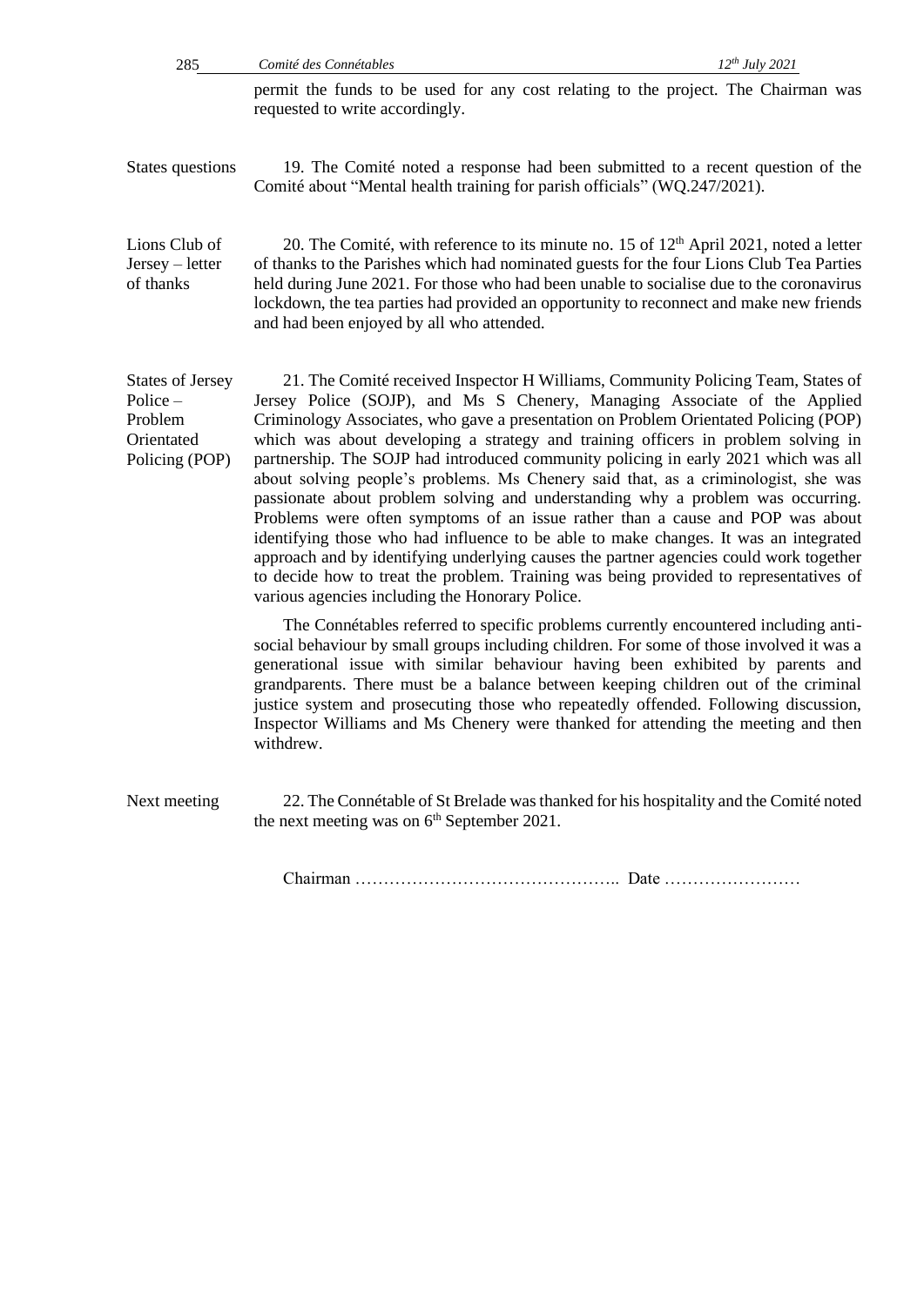permit the funds to be used for any cost relating to the project. The Chairman was requested to write accordingly.

**States questions**

19. The Comité noted a response had been submitted to a recent question of the Comité about "Mental health training for parish officials" (WQ.247/2021).

**Lions Club of Jersey – letter of thanks**

20. The Comité, with reference to its minute no. 15 of 12th April 2021, noted a letter of thanks to the Parishes which had nominated guests for the four Lions Club Tea Parties held during June 2021. For those who had been unable to socialise due to the coronavirus lockdown, the tea parties had provided an opportunity to reconnect and make new friends and had been enjoyed by all who attended.

**States of Jersey Police – Problem Orientated Policing (POP)**

21. The Comité received Inspector H Williams, Community Policing Team, States of Jersey Police (SOJP), and Ms S Chenery, Managing Associate of the Applied Criminology Associates, who gave a presentation on Problem Orientated Policing (POP) which was about developing a strategy and training officers in problem solving in partnership. The SOJP had introduced community policing in early 2021 which was all about solving people's problems. Ms Chenery said that, as a criminologist, she was passionate about problem solving and understanding why a problem was occurring. Problems were often symptoms of an issue rather than a cause and POP was about identifying those who had influence to be able to make changes. It was an integrated approach and by identifying underlying causes the partner agencies could work together to decide how to treat the problem. Training was being provided to representatives of various agencies including the Honorary Police.

The Connétables referred to specific problems currently encountered including anti-social behaviour by small groups including children. For some of those involved it was a generational issue with similar behaviour having been exhibited by parents and grandparents. There must be a balance between keeping children out of the criminal justice system and prosecuting those who repeatedly offended. Following discussion, Inspector Williams and Ms Chenery were thanked for attending the meeting and then withdrew.

**Next meeting**

22. The Connétable of St Brelade was thanked for his hospitality and the Comité noted the next meeting was on 6th September 2021.

Chairman ……………………………………….. Date ……………………